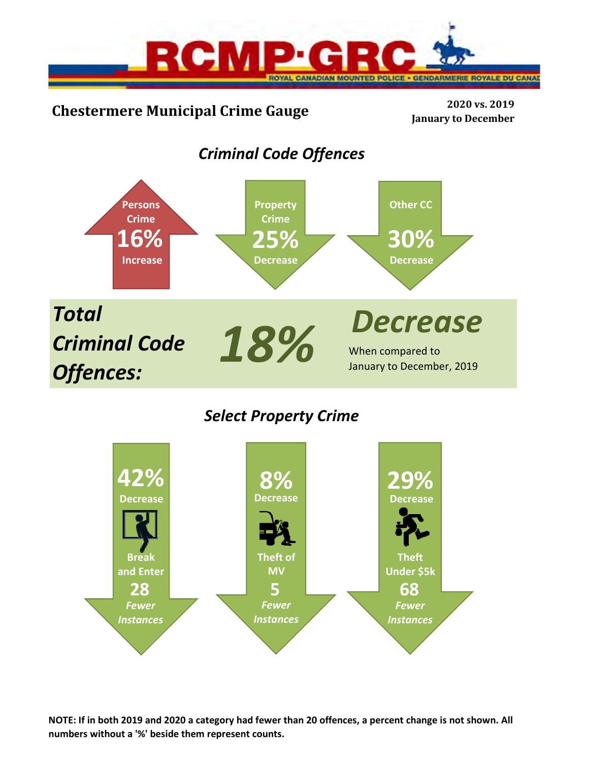RCMP·GRC

ROYAL CANADIAN MOUNTED POLICE • GENDARMERIE ROYALE DU CANADA

# Chestermere Municipal Crime Gauge

**2020 vs. 2019**
**January to December**

## *Criminal Code Offences*

**Persons Crime**
**16%**
**Increase**

**Property Crime**
**25%**
**Decrease**

**Other CC**
**30%**
**Decrease**

***Total Criminal Code Offences:*** ***18%*** ***Decrease***

When compared to January to December, 2019

## *Select Property Crime*

**42%**
**Decrease**
**Break and Enter**
**28**
***Fewer Instances***

**8%**
**Decrease**
**Theft of MV**
**5**
***Fewer Instances***

**29%**
**Decrease**
**Theft Under $5k**
**68**
***Fewer Instances***

**NOTE: If in both 2019 and 2020 a category had fewer than 20 offences, a percent change is not shown. All numbers without a '%' beside them represent counts.**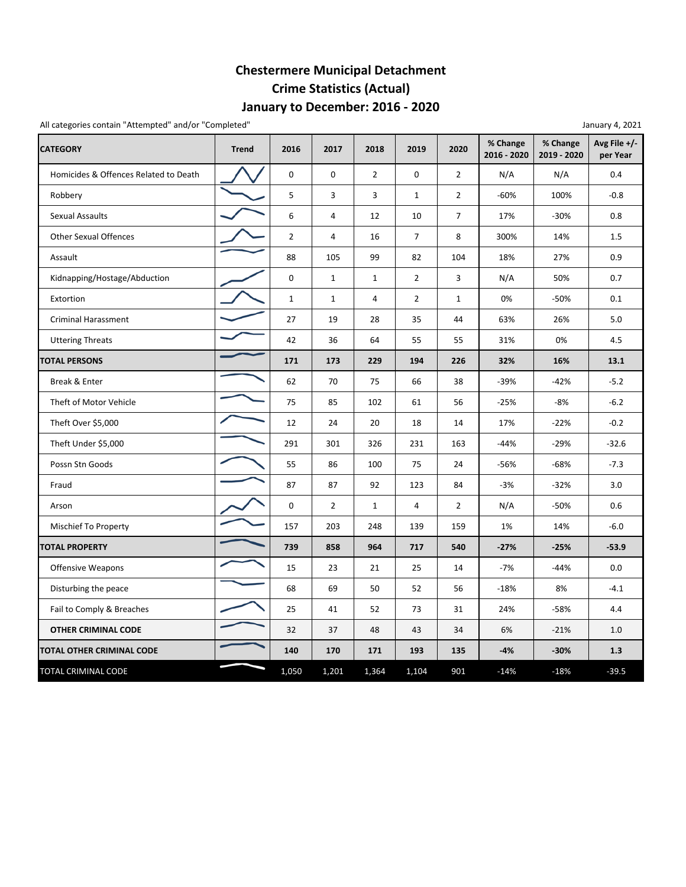# Chestermere Municipal Detachment
## Crime Statistics (Actual)
## January to December: 2016 - 2020

All categories contain "Attempted" and/or "Completed"

January 4, 2021

| CATEGORY | Trend | 2016 | 2017 | 2018 | 2019 | 2020 | % Change 2016 - 2020 | % Change 2019 - 2020 | Avg File +/- per Year |
|---|---|---|---|---|---|---|---|---|---|
| Homicides & Offences Related to Death | | 0 | 0 | 2 | 0 | 2 | N/A | N/A | 0.4 |
| Robbery | | 5 | 3 | 3 | 1 | 2 | -60% | 100% | -0.8 |
| Sexual Assaults | | 6 | 4 | 12 | 10 | 7 | 17% | -30% | 0.8 |
| Other Sexual Offences | | 2 | 4 | 16 | 7 | 8 | 300% | 14% | 1.5 |
| Assault | | 88 | 105 | 99 | 82 | 104 | 18% | 27% | 0.9 |
| Kidnapping/Hostage/Abduction | | 0 | 1 | 1 | 2 | 3 | N/A | 50% | 0.7 |
| Extortion | | 1 | 1 | 4 | 2 | 1 | 0% | -50% | 0.1 |
| Criminal Harassment | | 27 | 19 | 28 | 35 | 44 | 63% | 26% | 5.0 |
| Uttering Threats | | 42 | 36 | 64 | 55 | 55 | 31% | 0% | 4.5 |
| **TOTAL PERSONS** | | **171** | **173** | **229** | **194** | **226** | **32%** | **16%** | **13.1** |
| Break & Enter | | 62 | 70 | 75 | 66 | 38 | -39% | -42% | -5.2 |
| Theft of Motor Vehicle | | 75 | 85 | 102 | 61 | 56 | -25% | -8% | -6.2 |
| Theft Over $5,000 | | 12 | 24 | 20 | 18 | 14 | 17% | -22% | -0.2 |
| Theft Under $5,000 | | 291 | 301 | 326 | 231 | 163 | -44% | -29% | -32.6 |
| Possn Stn Goods | | 55 | 86 | 100 | 75 | 24 | -56% | -68% | -7.3 |
| Fraud | | 87 | 87 | 92 | 123 | 84 | -3% | -32% | 3.0 |
| Arson | | 0 | 2 | 1 | 4 | 2 | N/A | -50% | 0.6 |
| Mischief To Property | | 157 | 203 | 248 | 139 | 159 | 1% | 14% | -6.0 |
| **TOTAL PROPERTY** | | **739** | **858** | **964** | **717** | **540** | **-27%** | **-25%** | **-53.9** |
| Offensive Weapons | | 15 | 23 | 21 | 25 | 14 | -7% | -44% | 0.0 |
| Disturbing the peace | | 68 | 69 | 50 | 52 | 56 | -18% | 8% | -4.1 |
| Fail to Comply & Breaches | | 25 | 41 | 52 | 73 | 31 | 24% | -58% | 4.4 |
| **OTHER CRIMINAL CODE** | | 32 | 37 | 48 | 43 | 34 | 6% | -21% | 1.0 |
| **TOTAL OTHER CRIMINAL CODE** | | **140** | **170** | **171** | **193** | **135** | **-4%** | **-30%** | **1.3** |
| TOTAL CRIMINAL CODE | | 1,050 | 1,201 | 1,364 | 1,104 | 901 | -14% | -18% | -39.5 |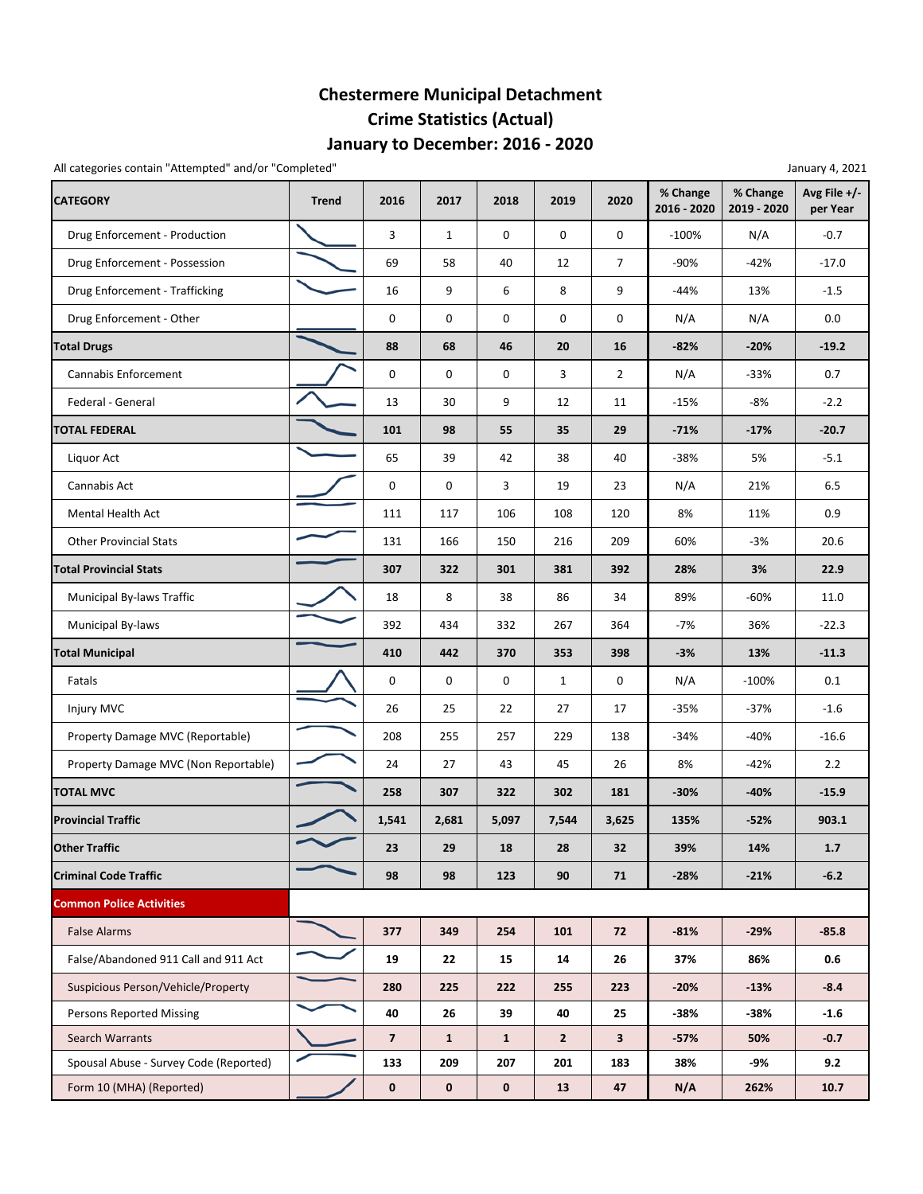# Chestermere Municipal Detachment
## Crime Statistics (Actual)
## January to December: 2016 - 2020

All categories contain "Attempted" and/or "Completed"

January 4, 2021

| CATEGORY | Trend | 2016 | 2017 | 2018 | 2019 | 2020 | % Change 2016 - 2020 | % Change 2019 - 2020 | Avg File +/- per Year |
|---|---|---|---|---|---|---|---|---|---|
| Drug Enforcement - Production | | 3 | 1 | 0 | 0 | 0 | -100% | N/A | -0.7 |
| Drug Enforcement - Possession | | 69 | 58 | 40 | 12 | 7 | -90% | -42% | -17.0 |
| Drug Enforcement - Trafficking | | 16 | 9 | 6 | 8 | 9 | -44% | 13% | -1.5 |
| Drug Enforcement - Other | | 0 | 0 | 0 | 0 | 0 | N/A | N/A | 0.0 |
| **Total Drugs** | | **88** | **68** | **46** | **20** | **16** | **-82%** | **-20%** | **-19.2** |
| Cannabis Enforcement | | 0 | 0 | 0 | 3 | 2 | N/A | -33% | 0.7 |
| Federal - General | | 13 | 30 | 9 | 12 | 11 | -15% | -8% | -2.2 |
| **TOTAL FEDERAL** | | **101** | **98** | **55** | **35** | **29** | **-71%** | **-17%** | **-20.7** |
| Liquor Act | | 65 | 39 | 42 | 38 | 40 | -38% | 5% | -5.1 |
| Cannabis Act | | 0 | 0 | 3 | 19 | 23 | N/A | 21% | 6.5 |
| Mental Health Act | | 111 | 117 | 106 | 108 | 120 | 8% | 11% | 0.9 |
| Other Provincial Stats | | 131 | 166 | 150 | 216 | 209 | 60% | -3% | 20.6 |
| **Total Provincial Stats** | | **307** | **322** | **301** | **381** | **392** | **28%** | **3%** | **22.9** |
| Municipal By-laws Traffic | | 18 | 8 | 38 | 86 | 34 | 89% | -60% | 11.0 |
| Municipal By-laws | | 392 | 434 | 332 | 267 | 364 | -7% | 36% | -22.3 |
| **Total Municipal** | | **410** | **442** | **370** | **353** | **398** | **-3%** | **13%** | **-11.3** |
| Fatals | | 0 | 0 | 0 | 1 | 0 | N/A | -100% | 0.1 |
| Injury MVC | | 26 | 25 | 22 | 27 | 17 | -35% | -37% | -1.6 |
| Property Damage MVC (Reportable) | | 208 | 255 | 257 | 229 | 138 | -34% | -40% | -16.6 |
| Property Damage MVC (Non Reportable) | | 24 | 27 | 43 | 45 | 26 | 8% | -42% | 2.2 |
| **TOTAL MVC** | | **258** | **307** | **322** | **302** | **181** | **-30%** | **-40%** | **-15.9** |
| **Provincial Traffic** | | **1,541** | **2,681** | **5,097** | **7,544** | **3,625** | **135%** | **-52%** | **903.1** |
| **Other Traffic** | | **23** | **29** | **18** | **28** | **32** | **39%** | **14%** | **1.7** |
| **Criminal Code Traffic** | | **98** | **98** | **123** | **90** | **71** | **-28%** | **-21%** | **-6.2** |
| **Common Police Activities** | | | | | | | | | |
| False Alarms | | **377** | **349** | **254** | **101** | **72** | **-81%** | **-29%** | **-85.8** |
| False/Abandoned 911 Call and 911 Act | | **19** | **22** | **15** | **14** | **26** | **37%** | **86%** | **0.6** |
| Suspicious Person/Vehicle/Property | | **280** | **225** | **222** | **255** | **223** | **-20%** | **-13%** | **-8.4** |
| Persons Reported Missing | | **40** | **26** | **39** | **40** | **25** | **-38%** | **-38%** | **-1.6** |
| Search Warrants | | **7** | **1** | **1** | **2** | **3** | **-57%** | **50%** | **-0.7** |
| Spousal Abuse - Survey Code (Reported) | | **133** | **209** | **207** | **201** | **183** | **38%** | **-9%** | **9.2** |
| Form 10 (MHA) (Reported) | | **0** | **0** | **0** | **13** | **47** | **N/A** | **262%** | **10.7** |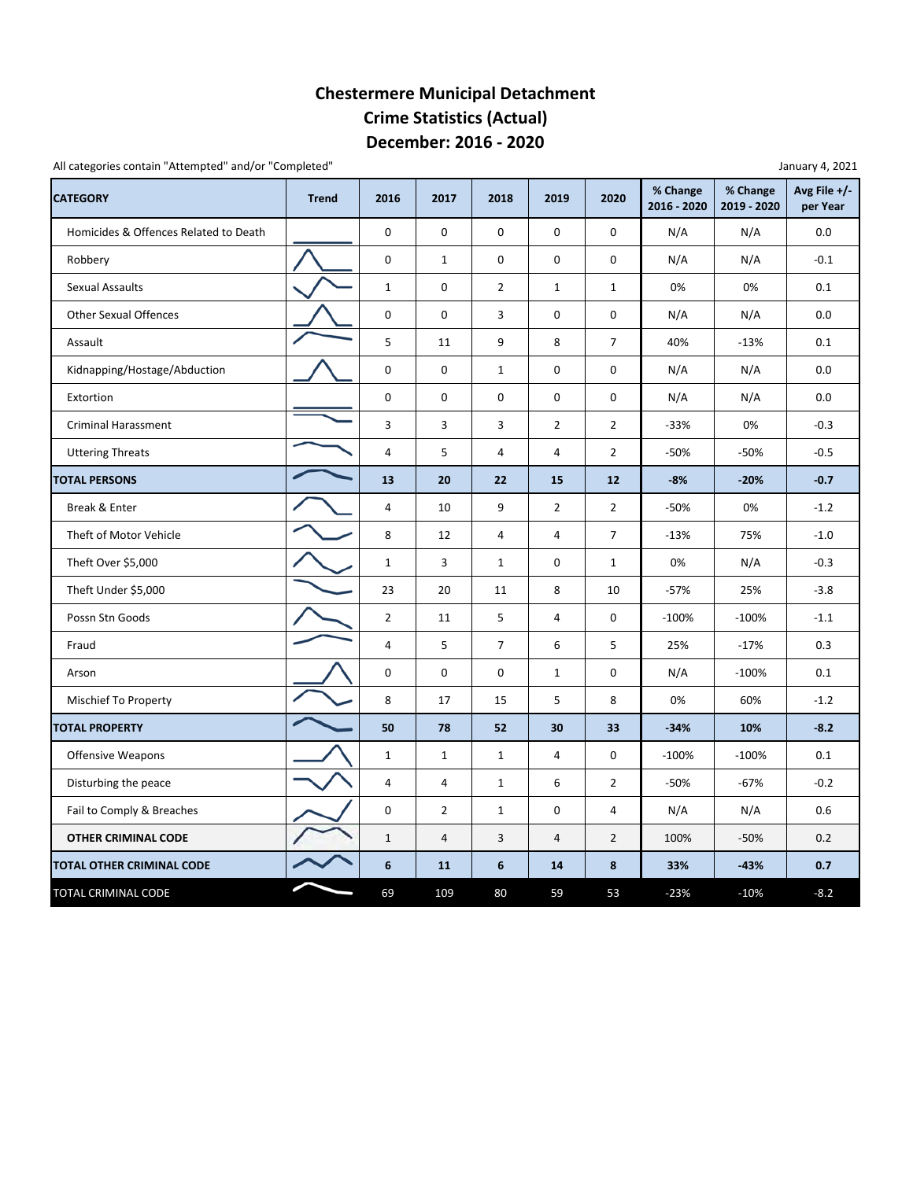# Chestermere Municipal Detachment
# Crime Statistics (Actual)
# December: 2016 - 2020

All categories contain "Attempted" and/or "Completed"

January 4, 2021

| CATEGORY | Trend | 2016 | 2017 | 2018 | 2019 | 2020 | % Change 2016 - 2020 | % Change 2019 - 2020 | Avg File +/- per Year |
|---|---|---|---|---|---|---|---|---|---|
| Homicides & Offences Related to Death | | 0 | 0 | 0 | 0 | 0 | N/A | N/A | 0.0 |
| Robbery | | 0 | 1 | 0 | 0 | 0 | N/A | N/A | -0.1 |
| Sexual Assaults | | 1 | 0 | 2 | 1 | 1 | 0% | 0% | 0.1 |
| Other Sexual Offences | | 0 | 0 | 3 | 0 | 0 | N/A | N/A | 0.0 |
| Assault | | 5 | 11 | 9 | 8 | 7 | 40% | -13% | 0.1 |
| Kidnapping/Hostage/Abduction | | 0 | 0 | 1 | 0 | 0 | N/A | N/A | 0.0 |
| Extortion | | 0 | 0 | 0 | 0 | 0 | N/A | N/A | 0.0 |
| Criminal Harassment | | 3 | 3 | 3 | 2 | 2 | -33% | 0% | -0.3 |
| Uttering Threats | | 4 | 5 | 4 | 4 | 2 | -50% | -50% | -0.5 |
| **TOTAL PERSONS** | | **13** | **20** | **22** | **15** | **12** | **-8%** | **-20%** | **-0.7** |
| Break & Enter | | 4 | 10 | 9 | 2 | 2 | -50% | 0% | -1.2 |
| Theft of Motor Vehicle | | 8 | 12 | 4 | 4 | 7 | -13% | 75% | -1.0 |
| Theft Over $5,000 | | 1 | 3 | 1 | 0 | 1 | 0% | N/A | -0.3 |
| Theft Under $5,000 | | 23 | 20 | 11 | 8 | 10 | -57% | 25% | -3.8 |
| Possn Stn Goods | | 2 | 11 | 5 | 4 | 0 | -100% | -100% | -1.1 |
| Fraud | | 4 | 5 | 7 | 6 | 5 | 25% | -17% | 0.3 |
| Arson | | 0 | 0 | 0 | 1 | 0 | N/A | -100% | 0.1 |
| Mischief To Property | | 8 | 17 | 15 | 5 | 8 | 0% | 60% | -1.2 |
| **TOTAL PROPERTY** | | **50** | **78** | **52** | **30** | **33** | **-34%** | **10%** | **-8.2** |
| Offensive Weapons | | 1 | 1 | 1 | 4 | 0 | -100% | -100% | 0.1 |
| Disturbing the peace | | 4 | 4 | 1 | 6 | 2 | -50% | -67% | -0.2 |
| Fail to Comply & Breaches | | 0 | 2 | 1 | 0 | 4 | N/A | N/A | 0.6 |
| **OTHER CRIMINAL CODE** | | 1 | 4 | 3 | 4 | 2 | 100% | -50% | 0.2 |
| **TOTAL OTHER CRIMINAL CODE** | | **6** | **11** | **6** | **14** | **8** | **33%** | **-43%** | **0.7** |
| TOTAL CRIMINAL CODE | | 69 | 109 | 80 | 59 | 53 | -23% | -10% | -8.2 |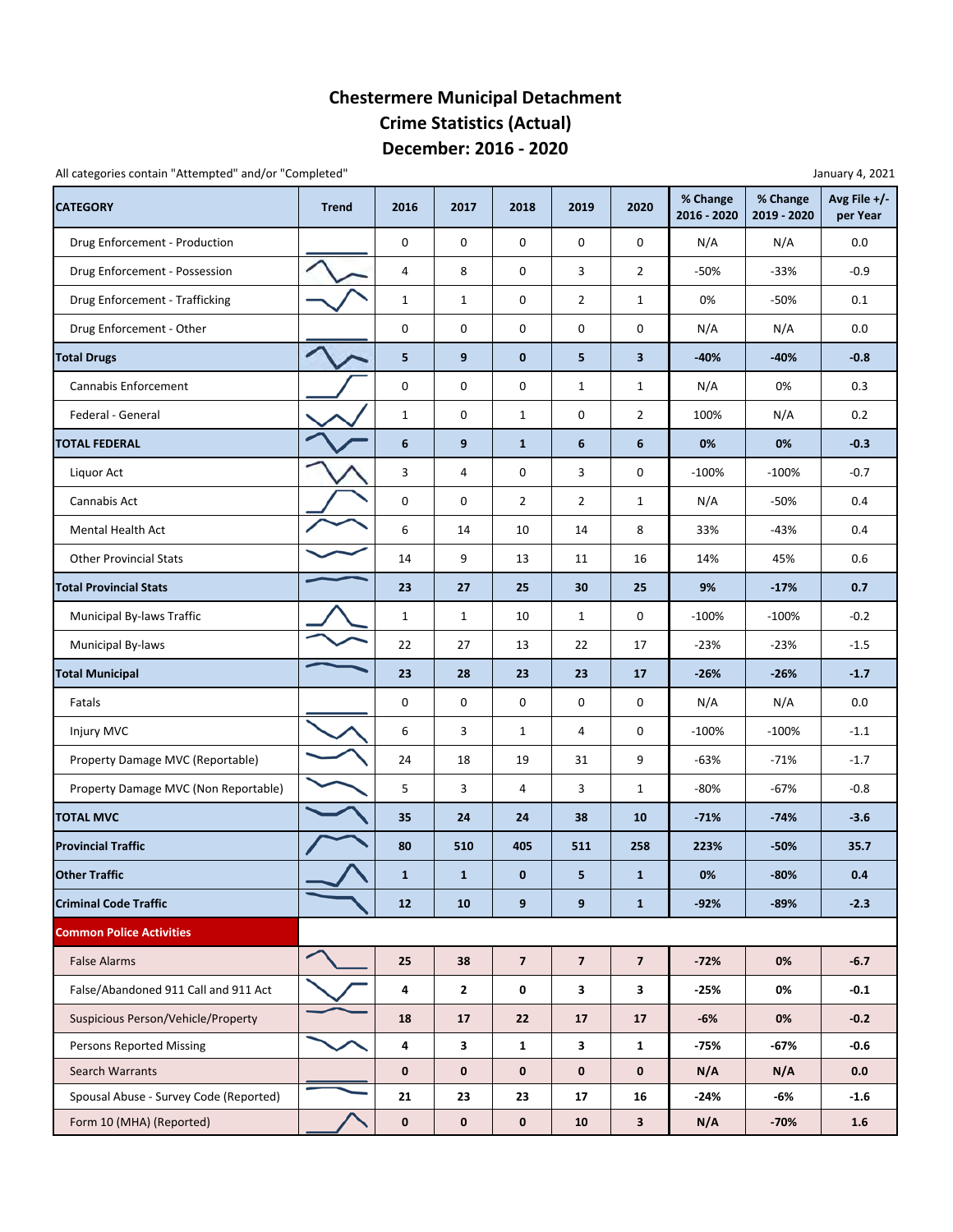# Chestermere Municipal Detachment
## Crime Statistics (Actual)
## December: 2016 - 2020

All categories contain "Attempted" and/or "Completed"

January 4, 2021

| CATEGORY | Trend | 2016 | 2017 | 2018 | 2019 | 2020 | % Change 2016 - 2020 | % Change 2019 - 2020 | Avg File +/- per Year |
|---|---|---|---|---|---|---|---|---|---|
| Drug Enforcement - Production | | 0 | 0 | 0 | 0 | 0 | N/A | N/A | 0.0 |
| Drug Enforcement - Possession | | 4 | 8 | 0 | 3 | 2 | -50% | -33% | -0.9 |
| Drug Enforcement - Trafficking | | 1 | 1 | 0 | 2 | 1 | 0% | -50% | 0.1 |
| Drug Enforcement - Other | | 0 | 0 | 0 | 0 | 0 | N/A | N/A | 0.0 |
| **Total Drugs** | | **5** | **9** | **0** | **5** | **3** | **-40%** | **-40%** | **-0.8** |
| Cannabis Enforcement | | 0 | 0 | 0 | 1 | 1 | N/A | 0% | 0.3 |
| Federal - General | | 1 | 0 | 1 | 0 | 2 | 100% | N/A | 0.2 |
| **TOTAL FEDERAL** | | **6** | **9** | **1** | **6** | **6** | **0%** | **0%** | **-0.3** |
| Liquor Act | | 3 | 4 | 0 | 3 | 0 | -100% | -100% | -0.7 |
| Cannabis Act | | 0 | 0 | 2 | 2 | 1 | N/A | -50% | 0.4 |
| Mental Health Act | | 6 | 14 | 10 | 14 | 8 | 33% | -43% | 0.4 |
| Other Provincial Stats | | 14 | 9 | 13 | 11 | 16 | 14% | 45% | 0.6 |
| **Total Provincial Stats** | | **23** | **27** | **25** | **30** | **25** | **9%** | **-17%** | **0.7** |
| Municipal By-laws Traffic | | 1 | 1 | 10 | 1 | 0 | -100% | -100% | -0.2 |
| Municipal By-laws | | 22 | 27 | 13 | 22 | 17 | -23% | -23% | -1.5 |
| **Total Municipal** | | **23** | **28** | **23** | **23** | **17** | **-26%** | **-26%** | **-1.7** |
| Fatals | | 0 | 0 | 0 | 0 | 0 | N/A | N/A | 0.0 |
| Injury MVC | | 6 | 3 | 1 | 4 | 0 | -100% | -100% | -1.1 |
| Property Damage MVC (Reportable) | | 24 | 18 | 19 | 31 | 9 | -63% | -71% | -1.7 |
| Property Damage MVC (Non Reportable) | | 5 | 3 | 4 | 3 | 1 | -80% | -67% | -0.8 |
| **TOTAL MVC** | | **35** | **24** | **24** | **38** | **10** | **-71%** | **-74%** | **-3.6** |
| **Provincial Traffic** | | **80** | **510** | **405** | **511** | **258** | **223%** | **-50%** | **35.7** |
| **Other Traffic** | | **1** | **1** | **0** | **5** | **1** | **0%** | **-80%** | **0.4** |
| **Criminal Code Traffic** | | **12** | **10** | **9** | **9** | **1** | **-92%** | **-89%** | **-2.3** |
| **Common Police Activities** | | | | | | | | | |
| False Alarms | | **25** | **38** | **7** | **7** | **7** | **-72%** | **0%** | **-6.7** |
| False/Abandoned 911 Call and 911 Act | | **4** | **2** | **0** | **3** | **3** | **-25%** | **0%** | **-0.1** |
| Suspicious Person/Vehicle/Property | | **18** | **17** | **22** | **17** | **17** | **-6%** | **0%** | **-0.2** |
| Persons Reported Missing | | **4** | **3** | **1** | **3** | **1** | **-75%** | **-67%** | **-0.6** |
| Search Warrants | | **0** | **0** | **0** | **0** | **0** | **N/A** | **N/A** | **0.0** |
| Spousal Abuse - Survey Code (Reported) | | **21** | **23** | **23** | **17** | **16** | **-24%** | **-6%** | **-1.6** |
| Form 10 (MHA) (Reported) | | **0** | **0** | **0** | **10** | **3** | **N/A** | **-70%** | **1.6** |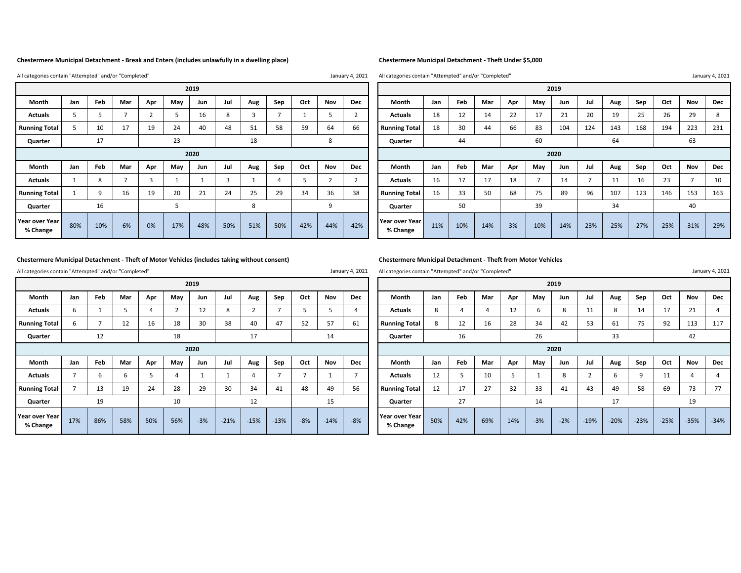**Chestermere Municipal Detachment - Break and Enters (includes unlawfully in a dwelling place)**

All categories contain "Attempted" and/or "Completed" January 4, 2021

| | | | | | | | | | | | | |
|---|---|---|---|---|---|---|---|---|---|---|---|---|
| **2019** | | | | | | | | | | | | |
| **Month** | **Jan** | **Feb** | **Mar** | **Apr** | **May** | **Jun** | **Jul** | **Aug** | **Sep** | **Oct** | **Nov** | **Dec** |
| **Actuals** | 5 | 5 | 7 | 2 | 5 | 16 | 8 | 3 | 7 | 1 | 5 | 2 |
| **Running Total** | 5 | 10 | 17 | 19 | 24 | 40 | 48 | 51 | 58 | 59 | 64 | 66 |
| **Quarter** | | 17 | | | 23 | | | 18 | | | 8 | |
| **2020** | | | | | | | | | | | | |
| **Month** | **Jan** | **Feb** | **Mar** | **Apr** | **May** | **Jun** | **Jul** | **Aug** | **Sep** | **Oct** | **Nov** | **Dec** |
| **Actuals** | 1 | 8 | 7 | 3 | 1 | 1 | 3 | 1 | 4 | 5 | 2 | 2 |
| **Running Total** | 1 | 9 | 16 | 19 | 20 | 21 | 24 | 25 | 29 | 34 | 36 | 38 |
| **Quarter** | | 16 | | | 5 | | | 8 | | | 9 | |
| **Year over Year % Change** | -80% | -10% | -6% | 0% | -17% | -48% | -50% | -51% | -50% | -42% | -44% | -42% |

**Chestermere Municipal Detachment - Theft Under $5,000**

All categories contain "Attempted" and/or "Completed" January 4, 2021

| | | | | | | | | | | | | |
|---|---|---|---|---|---|---|---|---|---|---|---|---|
| **2019** | | | | | | | | | | | | |
| **Month** | **Jan** | **Feb** | **Mar** | **Apr** | **May** | **Jun** | **Jul** | **Aug** | **Sep** | **Oct** | **Nov** | **Dec** |
| **Actuals** | 18 | 12 | 14 | 22 | 17 | 21 | 20 | 19 | 25 | 26 | 29 | 8 |
| **Running Total** | 18 | 30 | 44 | 66 | 83 | 104 | 124 | 143 | 168 | 194 | 223 | 231 |
| **Quarter** | | 44 | | | 60 | | | 64 | | | 63 | |
| **2020** | | | | | | | | | | | | |
| **Month** | **Jan** | **Feb** | **Mar** | **Apr** | **May** | **Jun** | **Jul** | **Aug** | **Sep** | **Oct** | **Nov** | **Dec** |
| **Actuals** | 16 | 17 | 17 | 18 | 7 | 14 | 7 | 11 | 16 | 23 | 7 | 10 |
| **Running Total** | 16 | 33 | 50 | 68 | 75 | 89 | 96 | 107 | 123 | 146 | 153 | 163 |
| **Quarter** | | 50 | | | 39 | | | 34 | | | 40 | |
| **Year over Year % Change** | -11% | 10% | 14% | 3% | -10% | -14% | -23% | -25% | -27% | -25% | -31% | -29% |

**Chestermere Municipal Detachment - Theft of Motor Vehicles (includes taking without consent)**

All categories contain "Attempted" and/or "Completed" January 4, 2021

| | | | | | | | | | | | | |
|---|---|---|---|---|---|---|---|---|---|---|---|---|
| **2019** | | | | | | | | | | | | |
| **Month** | **Jan** | **Feb** | **Mar** | **Apr** | **May** | **Jun** | **Jul** | **Aug** | **Sep** | **Oct** | **Nov** | **Dec** |
| **Actuals** | 6 | 1 | 5 | 4 | 2 | 12 | 8 | 2 | 7 | 5 | 5 | 4 |
| **Running Total** | 6 | 7 | 12 | 16 | 18 | 30 | 38 | 40 | 47 | 52 | 57 | 61 |
| **Quarter** | | 12 | | | 18 | | | 17 | | | 14 | |
| **2020** | | | | | | | | | | | | |
| **Month** | **Jan** | **Feb** | **Mar** | **Apr** | **May** | **Jun** | **Jul** | **Aug** | **Sep** | **Oct** | **Nov** | **Dec** |
| **Actuals** | 7 | 6 | 6 | 5 | 4 | 1 | 1 | 4 | 7 | 7 | 1 | 7 |
| **Running Total** | 7 | 13 | 19 | 24 | 28 | 29 | 30 | 34 | 41 | 48 | 49 | 56 |
| **Quarter** | | 19 | | | 10 | | | 12 | | | 15 | |
| **Year over Year % Change** | 17% | 86% | 58% | 50% | 56% | -3% | -21% | -15% | -13% | -8% | -14% | -8% |

**Chestermere Municipal Detachment - Theft from Motor Vehicles**

All categories contain "Attempted" and/or "Completed" January 4, 2021

| | | | | | | | | | | | | |
|---|---|---|---|---|---|---|---|---|---|---|---|---|
| **2019** | | | | | | | | | | | | |
| **Month** | **Jan** | **Feb** | **Mar** | **Apr** | **May** | **Jun** | **Jul** | **Aug** | **Sep** | **Oct** | **Nov** | **Dec** |
| **Actuals** | 8 | 4 | 4 | 12 | 6 | 8 | 11 | 8 | 14 | 17 | 21 | 4 |
| **Running Total** | 8 | 12 | 16 | 28 | 34 | 42 | 53 | 61 | 75 | 92 | 113 | 117 |
| **Quarter** | | 16 | | | 26 | | | 33 | | | 42 | |
| **2020** | | | | | | | | | | | | |
| **Month** | **Jan** | **Feb** | **Mar** | **Apr** | **May** | **Jun** | **Jul** | **Aug** | **Sep** | **Oct** | **Nov** | **Dec** |
| **Actuals** | 12 | 5 | 10 | 5 | 1 | 8 | 2 | 6 | 9 | 11 | 4 | 4 |
| **Running Total** | 12 | 17 | 27 | 32 | 33 | 41 | 43 | 49 | 58 | 69 | 73 | 77 |
| **Quarter** | | 27 | | | 14 | | | 17 | | | 19 | |
| **Year over Year % Change** | 50% | 42% | 69% | 14% | -3% | -2% | -19% | -20% | -23% | -25% | -35% | -34% |